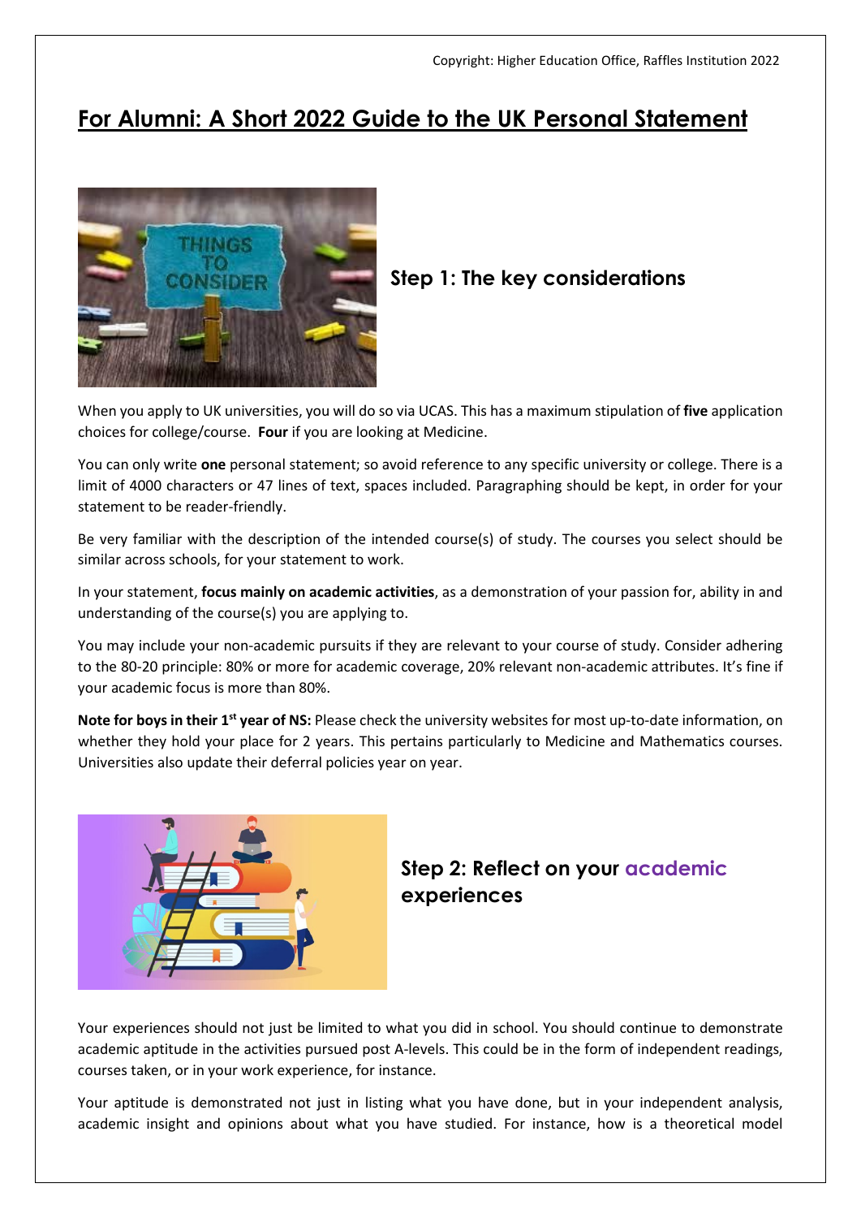Copyright: Higher Education Office, Raffles Institution 2022

# For Alumni: A Short 2022 Guide to the UK Personal Statement

## Step 1: The key considerations

When you apply to UK universities, you will do so via UCAS. This has a maximum stipulation of **five** application choices for college/course. **Four** if you are looking at Medicine.

You can only write **one** personal statement; so avoid reference to any specific university or college. There is a limit of 4000 characters or 47 lines of text, spaces included. Paragraphing should be kept, in order for your statement to be reader-friendly.

Be very familiar with the description of the intended course(s) of study. The courses you select should be similar across schools, for your statement to work.

In your statement, **focus mainly on academic activities**, as a demonstration of your passion for, ability in and understanding of the course(s) you are applying to.

You may include your non-academic pursuits if they are relevant to your course of study. Consider adhering to the 80-20 principle: 80% or more for academic coverage, 20% relevant non-academic attributes. It's fine if your academic focus is more than 80%.

**Note for boys in their 1st year of NS:** Please check the university websites for most up-to-date information, on whether they hold your place for 2 years. This pertains particularly to Medicine and Mathematics courses. Universities also update their deferral policies year on year.

## Step 2: Reflect on your academic experiences

Your experiences should not just be limited to what you did in school. You should continue to demonstrate academic aptitude in the activities pursued post A-levels. This could be in the form of independent readings, courses taken, or in your work experience, for instance.

Your aptitude is demonstrated not just in listing what you have done, but in your independent analysis, academic insight and opinions about what you have studied. For instance, how is a theoretical model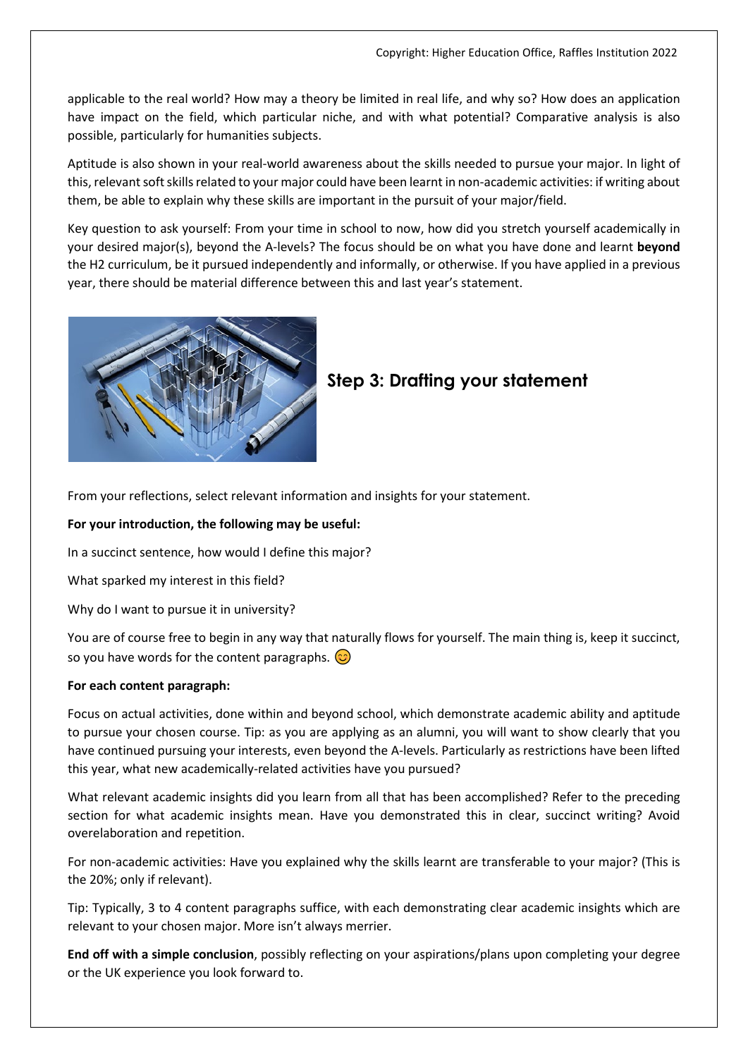applicable to the real world? How may a theory be limited in real life, and why so? How does an application have impact on the field, which particular niche, and with what potential? Comparative analysis is also possible, particularly for humanities subjects.

Aptitude is also shown in your real-world awareness about the skills needed to pursue your major. In light of this, relevant soft skills related to your major could have been learnt in non-academic activities: if writing about them, be able to explain why these skills are important in the pursuit of your major/field.

Key question to ask yourself: From your time in school to now, how did you stretch yourself academically in your desired major(s), beyond the A-levels? The focus should be on what you have done and learnt **beyond** the H2 curriculum, be it pursued independently and informally, or otherwise. If you have applied in a previous year, there should be material difference between this and last year's statement.

## Step 3: Drafting your statement

From your reflections, select relevant information and insights for your statement.

**For your introduction, the following may be useful:**

In a succinct sentence, how would I define this major?

What sparked my interest in this field?

Why do I want to pursue it in university?

You are of course free to begin in any way that naturally flows for yourself. The main thing is, keep it succinct, so you have words for the content paragraphs. 😊

**For each content paragraph:**

Focus on actual activities, done within and beyond school, which demonstrate academic ability and aptitude to pursue your chosen course. Tip: as you are applying as an alumni, you will want to show clearly that you have continued pursuing your interests, even beyond the A-levels. Particularly as restrictions have been lifted this year, what new academically-related activities have you pursued?

What relevant academic insights did you learn from all that has been accomplished? Refer to the preceding section for what academic insights mean. Have you demonstrated this in clear, succinct writing? Avoid overelaboration and repetition.

For non-academic activities: Have you explained why the skills learnt are transferable to your major? (This is the 20%; only if relevant).

Tip: Typically, 3 to 4 content paragraphs suffice, with each demonstrating clear academic insights which are relevant to your chosen major. More isn't always merrier.

**End off with a simple conclusion**, possibly reflecting on your aspirations/plans upon completing your degree or the UK experience you look forward to.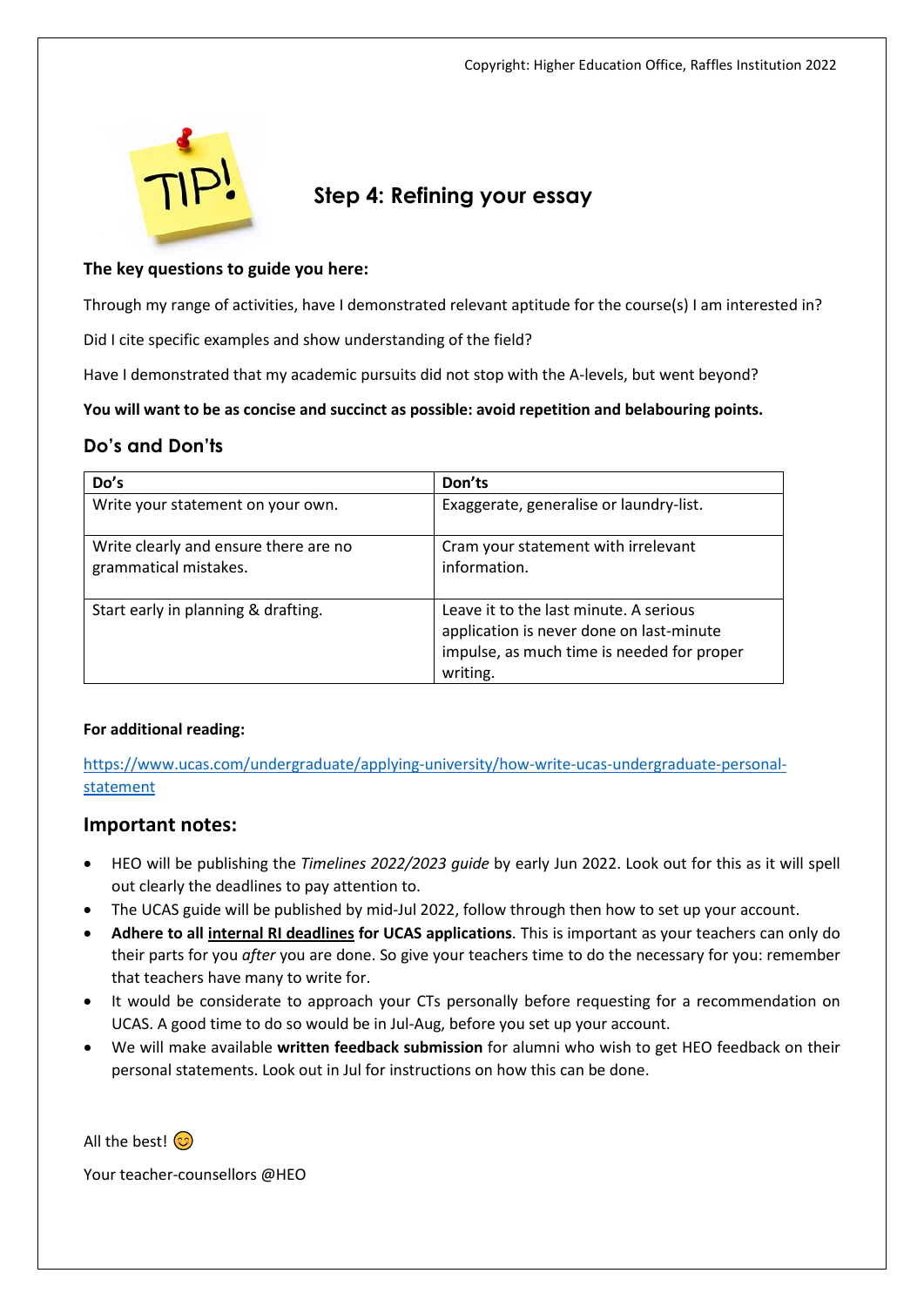## Step 4: Refining your essay

**The key questions to guide you here:**

Through my range of activities, have I demonstrated relevant aptitude for the course(s) I am interested in?

Did I cite specific examples and show understanding of the field?

Have I demonstrated that my academic pursuits did not stop with the A-levels, but went beyond?

**You will want to be as concise and succinct as possible: avoid repetition and belabouring points.**

### Do's and Don'ts

| Do's | Don'ts |
| --- | --- |
| Write your statement on your own. | Exaggerate, generalise or laundry-list. |
| Write clearly and ensure there are no grammatical mistakes. | Cram your statement with irrelevant information. |
| Start early in planning & drafting. | Leave it to the last minute. A serious application is never done on last-minute impulse, as much time is needed for proper writing. |

**For additional reading:**

https://www.ucas.com/undergraduate/applying-university/how-write-ucas-undergraduate-personal-statement

### Important notes:

- HEO will be publishing the *Timelines 2022/2023 guide* by early Jun 2022. Look out for this as it will spell out clearly the deadlines to pay attention to.
- The UCAS guide will be published by mid-Jul 2022, follow through then how to set up your account.
- **Adhere to all internal RI deadlines for UCAS applications**. This is important as your teachers can only do their parts for you *after* you are done. So give your teachers time to do the necessary for you: remember that teachers have many to write for.
- It would be considerate to approach your CTs personally before requesting for a recommendation on UCAS. A good time to do so would be in Jul-Aug, before you set up your account.
- We will make available **written feedback submission** for alumni who wish to get HEO feedback on their personal statements. Look out in Jul for instructions on how this can be done.

All the best! 😊

Your teacher-counsellors @HEO